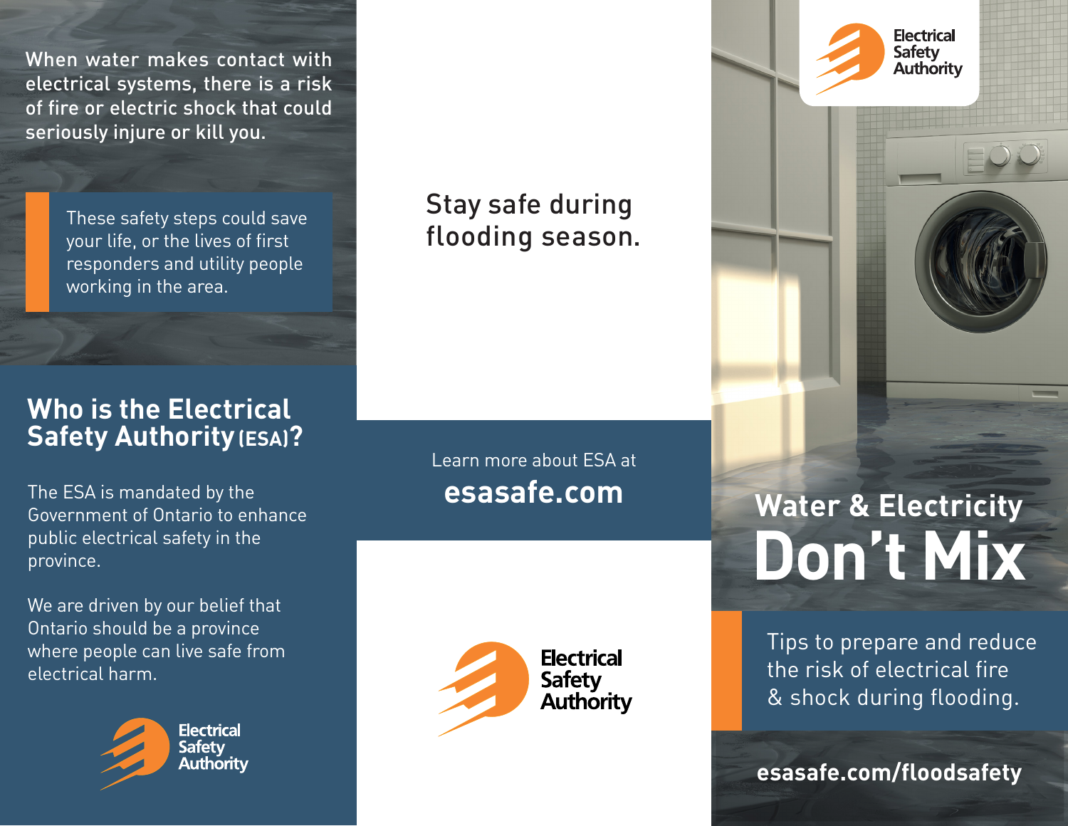When water makes contact with electrical systems, there is a risk of fire or electric shock that could seriously injure or kill you.

> These safety steps could save your life, or the lives of first responders and utility people working in the area.

## Who is the Electrical Safety Authority (ESA)?

The ESA is mandated by the Government of Ontario to enhance public electrical safety in the province.

We are driven by our belief that Ontario should be a province where people can live safe from electrical harm.

Electrical Safety Authority

Stay safe during flooding season.

Learn more about ESA at

**esasafe.com**

Electrical Safety Authority

Electrical Safety Authority

# Water & Electricity Don't Mix

Tips to prepare and reduce the risk of electrical fire & shock during flooding.

**esasafe.com/floodsafety**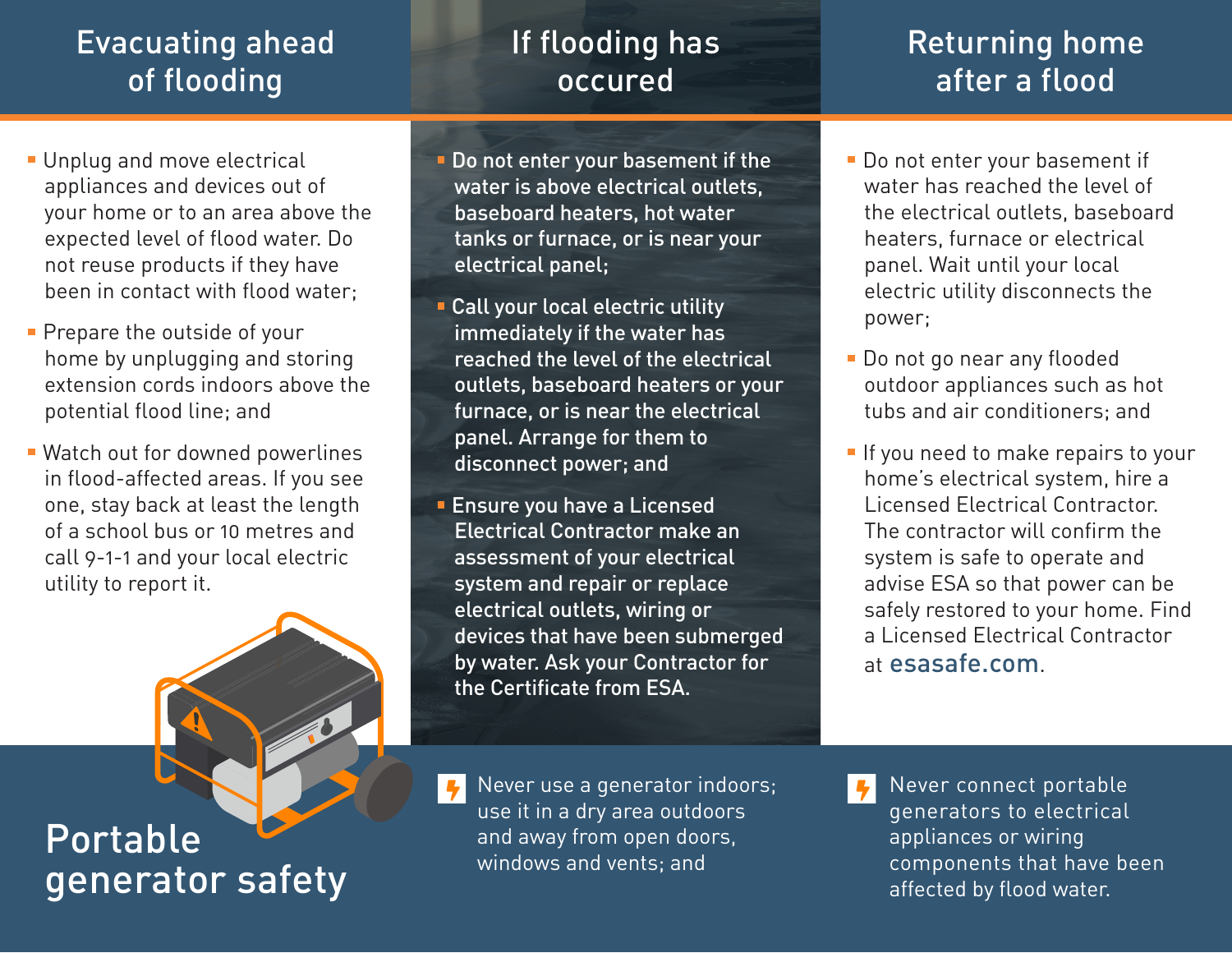## Evacuating ahead of flooding

- Unplug and move electrical appliances and devices out of your home or to an area above the expected level of flood water. Do not reuse products if they have been in contact with flood water;
- Prepare the outside of your home by unplugging and storing extension cords indoors above the potential flood line; and
- Watch out for downed powerlines in flood-affected areas. If you see one, stay back at least the length of a school bus or 10 metres and call 9-1-1 and your local electric utility to report it.

## If flooding has occured

- Do not enter your basement if the water is above electrical outlets, baseboard heaters, hot water tanks or furnace, or is near your electrical panel;
- Call your local electric utility immediately if the water has reached the level of the electrical outlets, baseboard heaters or your furnace, or is near the electrical panel. Arrange for them to disconnect power; and
- Ensure you have a Licensed Electrical Contractor make an assessment of your electrical system and repair or replace electrical outlets, wiring or devices that have been submerged by water. Ask your Contractor for the Certificate from ESA.

## Returning home after a flood

- Do not enter your basement if water has reached the level of the electrical outlets, baseboard heaters, furnace or electrical panel. Wait until your local electric utility disconnects the power;
- Do not go near any flooded outdoor appliances such as hot tubs and air conditioners; and
- If you need to make repairs to your home's electrical system, hire a Licensed Electrical Contractor. The contractor will confirm the system is safe to operate and advise ESA so that power can be safely restored to your home. Find a Licensed Electrical Contractor at **esasafe.com**.

## Portable generator safety

- Never use a generator indoors; use it in a dry area outdoors and away from open doors, windows and vents; and
- Never connect portable generators to electrical appliances or wiring components that have been affected by flood water.